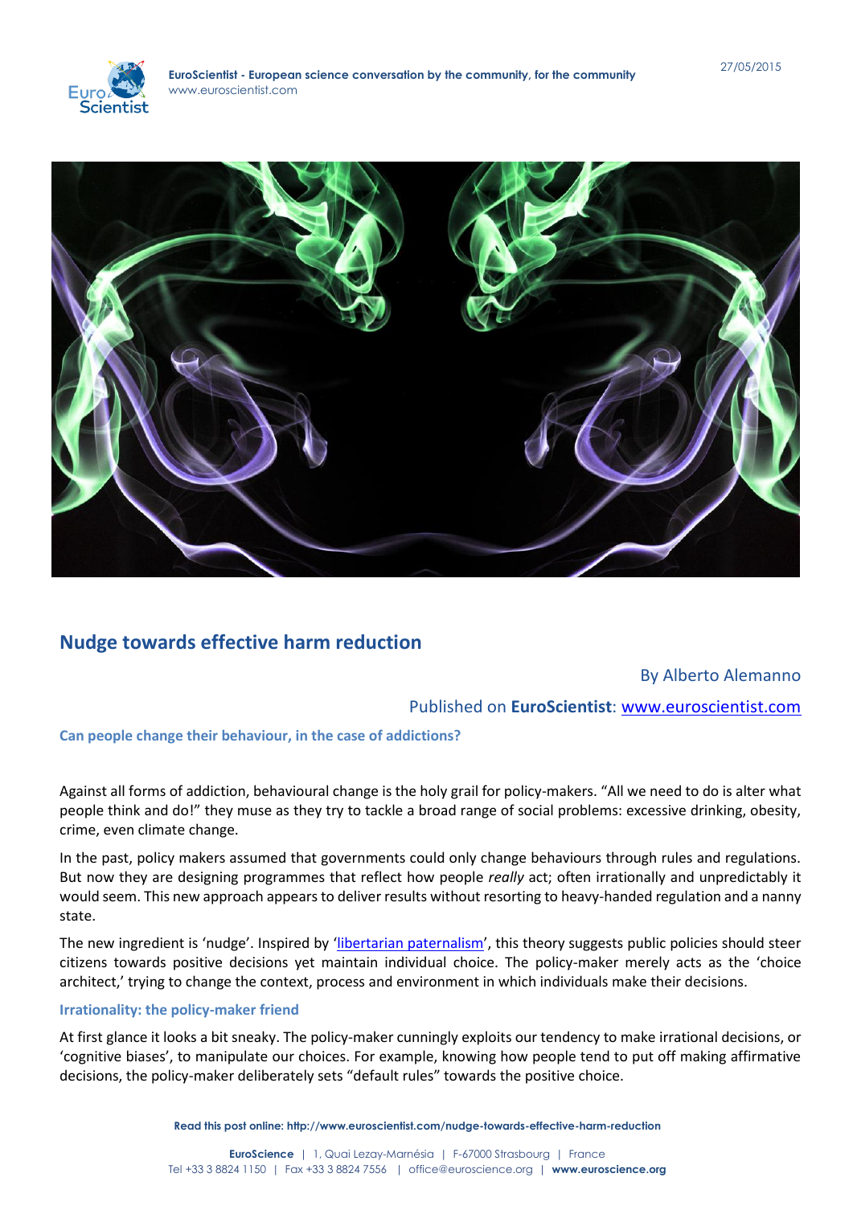# Nudge towards effective harm reduction

By Alberto Alemanno

Published on **EuroScientist**: www.euroscientist.com

### Can people change their behaviour, in the case of addictions?

Against all forms of addiction, behavioural change is the holy grail for policy-makers. "All we need to do is alter what people think and do!" they muse as they try to tackle a broad range of social problems: excessive drinking, obesity, crime, even climate change.

In the past, policy makers assumed that governments could only change behaviours through rules and regulations. But now they are designing programmes that reflect how people *really* act; often irrationally and unpredictably it would seem. This new approach appears to deliver results without resorting to heavy-handed regulation and a nanny state.

The new ingredient is 'nudge'. Inspired by 'libertarian paternalism', this theory suggests public policies should steer citizens towards positive decisions yet maintain individual choice. The policy-maker merely acts as the 'choice architect,' trying to change the context, process and environment in which individuals make their decisions.

### Irrationality: the policy-maker friend

At first glance it looks a bit sneaky. The policy-maker cunningly exploits our tendency to make irrational decisions, or 'cognitive biases', to manipulate our choices. For example, knowing how people tend to put off making affirmative decisions, the policy-maker deliberately sets "default rules" towards the positive choice.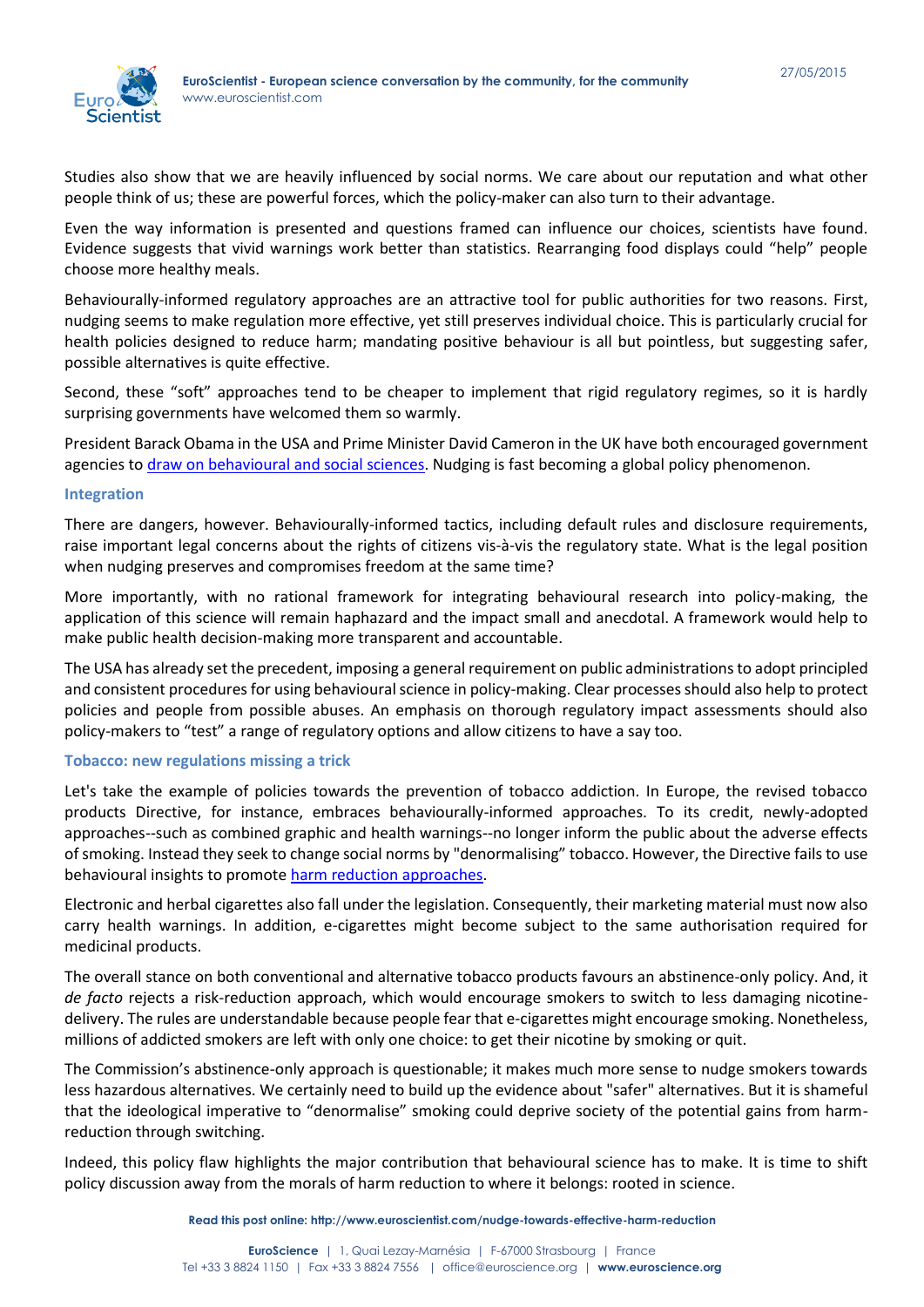Studies also show that we are heavily influenced by social norms. We care about our reputation and what other people think of us; these are powerful forces, which the policy-maker can also turn to their advantage.

Even the way information is presented and questions framed can influence our choices, scientists have found. Evidence suggests that vivid warnings work better than statistics. Rearranging food displays could "help" people choose more healthy meals.

Behaviourally-informed regulatory approaches are an attractive tool for public authorities for two reasons. First, nudging seems to make regulation more effective, yet still preserves individual choice. This is particularly crucial for health policies designed to reduce harm; mandating positive behaviour is all but pointless, but suggesting safer, possible alternatives is quite effective.

Second, these "soft" approaches tend to be cheaper to implement that rigid regulatory regimes, so it is hardly surprising governments have welcomed them so warmly.

President Barack Obama in the USA and Prime Minister David Cameron in the UK have both encouraged government agencies to draw on behavioural and social sciences. Nudging is fast becoming a global policy phenomenon.

## Integration

There are dangers, however. Behaviourally-informed tactics, including default rules and disclosure requirements, raise important legal concerns about the rights of citizens vis-à-vis the regulatory state. What is the legal position when nudging preserves and compromises freedom at the same time?

More importantly, with no rational framework for integrating behavioural research into policy-making, the application of this science will remain haphazard and the impact small and anecdotal. A framework would help to make public health decision-making more transparent and accountable.

The USA has already set the precedent, imposing a general requirement on public administrations to adopt principled and consistent procedures for using behavioural science in policy-making. Clear processes should also help to protect policies and people from possible abuses. An emphasis on thorough regulatory impact assessments should also policy-makers to "test" a range of regulatory options and allow citizens to have a say too.

## Tobacco: new regulations missing a trick

Let's take the example of policies towards the prevention of tobacco addiction. In Europe, the revised tobacco products Directive, for instance, embraces behaviourally-informed approaches. To its credit, newly-adopted approaches--such as combined graphic and health warnings--no longer inform the public about the adverse effects of smoking. Instead they seek to change social norms by "denormalising" tobacco. However, the Directive fails to use behavioural insights to promote harm reduction approaches.

Electronic and herbal cigarettes also fall under the legislation. Consequently, their marketing material must now also carry health warnings. In addition, e-cigarettes might become subject to the same authorisation required for medicinal products.

The overall stance on both conventional and alternative tobacco products favours an abstinence-only policy. And, it *de facto* rejects a risk-reduction approach, which would encourage smokers to switch to less damaging nicotine-delivery. The rules are understandable because people fear that e-cigarettes might encourage smoking. Nonetheless, millions of addicted smokers are left with only one choice: to get their nicotine by smoking or quit.

The Commission's abstinence-only approach is questionable; it makes much more sense to nudge smokers towards less hazardous alternatives. We certainly need to build up the evidence about "safer" alternatives. But it is shameful that the ideological imperative to "denormalise" smoking could deprive society of the potential gains from harm-reduction through switching.

Indeed, this policy flaw highlights the major contribution that behavioural science has to make. It is time to shift policy discussion away from the morals of harm reduction to where it belongs: rooted in science.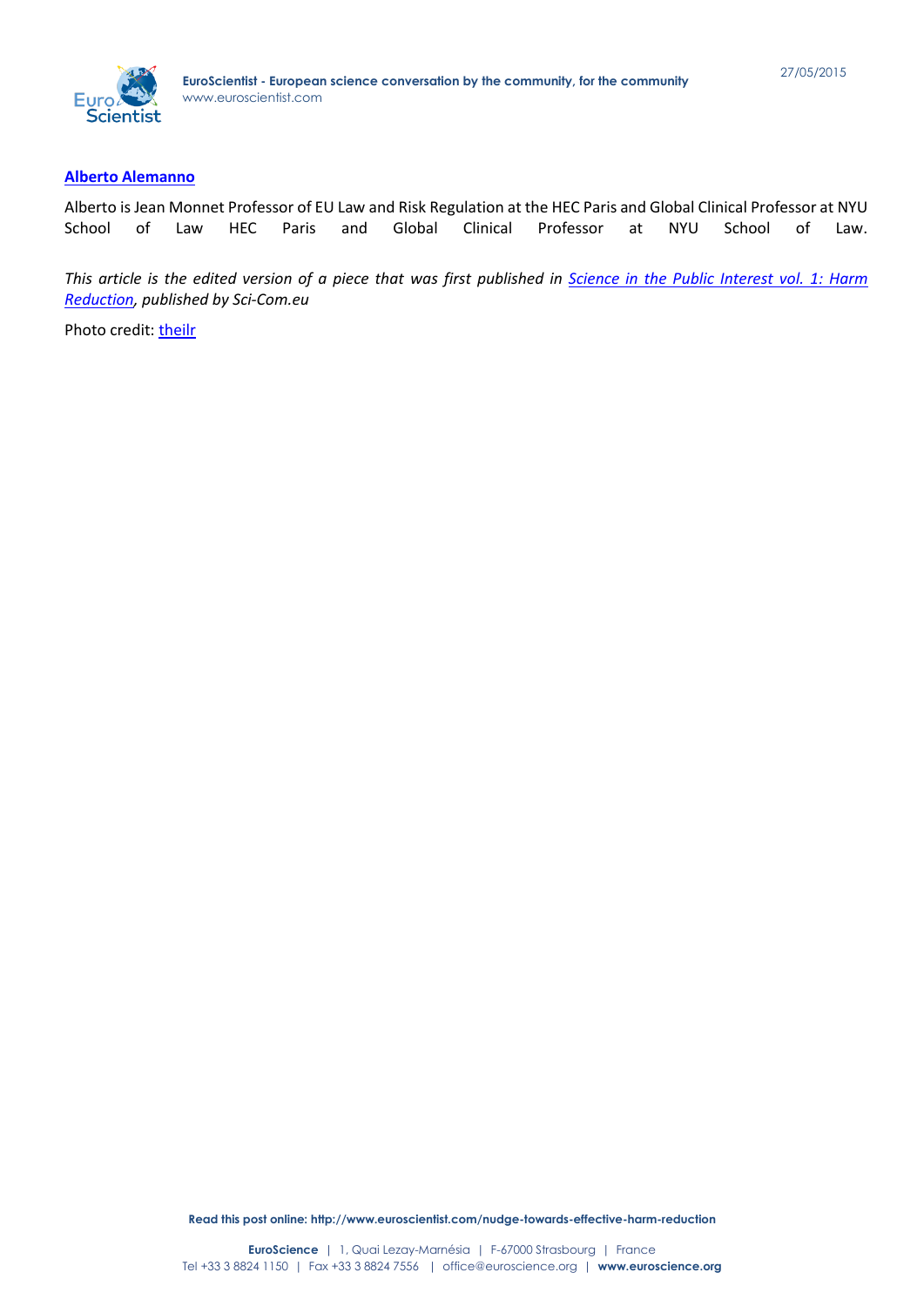**Alberto Alemanno**

Alberto is Jean Monnet Professor of EU Law and Risk Regulation at the HEC Paris and Global Clinical Professor at NYU School of Law HEC Paris and Global Clinical Professor at NYU School of Law.

*This article is the edited version of a piece that was first published in Science in the Public Interest vol. 1: Harm Reduction, published by Sci-Com.eu*

Photo credit: theilr